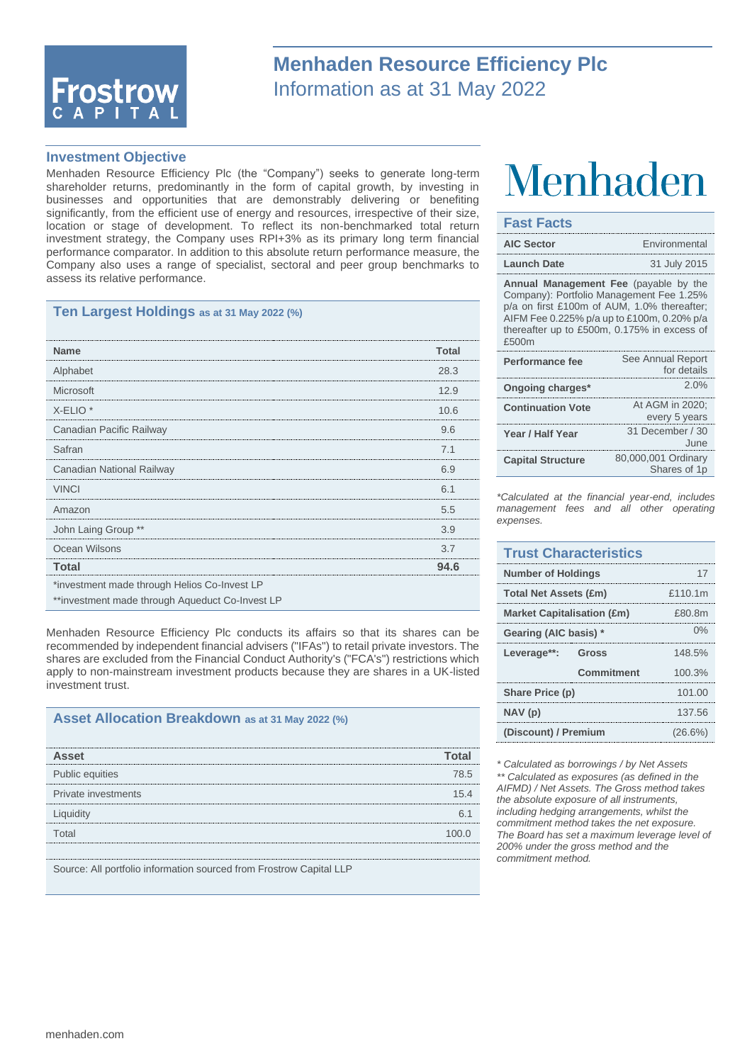# Menhaden Resource Efficiency Plc

## Information as at 31 May 2022

### Investment Objective

Menhaden Resource Efficiency Plc (the "Company") seeks to generate long-term shareholder returns, predominantly in the form of capital growth, by investing in businesses and opportunities that are demonstrably delivering or benefiting significantly, from the efficient use of energy and resources, irrespective of their size, location or stage of development. To reflect its non-benchmarked total return investment strategy, the Company uses RPI+3% as its primary long term financial performance comparator. In addition to this absolute return performance measure, the Company also uses a range of specialist, sectoral and peer group benchmarks to assess its relative performance.

### Ten Largest Holdings as at 31 May 2022 (%)

| Name | Total |
|---|---|
| Alphabet | 28.3 |
| Microsoft | 12.9 |
| X-ELIO * | 10.6 |
| Canadian Pacific Railway | 9.6 |
| Safran | 7.1 |
| Canadian National Railway | 6.9 |
| VINCI | 6.1 |
| Amazon | 5.5 |
| John Laing Group ** | 3.9 |
| Ocean Wilsons | 3.7 |
| **Total** | **94.6** |

*investment made through Helios Co-Invest LP

**investment made through Aqueduct Co-Invest LP

Menhaden Resource Efficiency Plc conducts its affairs so that its shares can be recommended by independent financial advisers ("IFAs") to retail private investors. The shares are excluded from the Financial Conduct Authority's ("FCA's") restrictions which apply to non-mainstream investment products because they are shares in a UK-listed investment trust.

### Asset Allocation Breakdown as at 31 May 2022 (%)

| Asset | Total |
|---|---|
| Public equities | 78.5 |
| Private investments | 15.4 |
| Liquidity | 6.1 |
| Total | 100.0 |

Source: All portfolio information sourced from Frostrow Capital LLP

# Menhaden

### Fast Facts

| | |
|---|---|
| **AIC Sector** | Environmental |
| **Launch Date** | 31 July 2015 |
| **Annual Management Fee** (payable by the Company): Portfolio Management Fee 1.25% p/a on first £100m of AUM, 1.0% thereafter; AIFM Fee 0.225% p/a up to £100m, 0.20% p/a thereafter up to £500m, 0.175% in excess of £500m | |
| **Performance fee** | See Annual Report for details |
| **Ongoing charges*** | 2.0% |
| **Continuation Vote** | At AGM in 2020; every 5 years |
| **Year / Half Year** | 31 December / 30 June |
| **Capital Structure** | 80,000,001 Ordinary Shares of 1p |

*Calculated at the financial year-end, includes management fees and all other operating expenses.*

### Trust Characteristics

| | | |
|---|---|---|
| **Number of Holdings** | | 17 |
| **Total Net Assets (£m)** | | £110.1m |
| **Market Capitalisation (£m)** | | £80.8m |
| **Gearing (AIC basis) *** | | 0% |
| **Leverage****: | **Gross** | 148.5% |
| | **Commitment** | 100.3% |
| **Share Price (p)** | | 101.00 |
| **NAV (p)** | | 137.56 |
| **(Discount) / Premium** | | (26.6%) |

*\* Calculated as borrowings / by Net Assets*

*\*\* Calculated as exposures (as defined in the AIFMD) / Net Assets. The Gross method takes the absolute exposure of all instruments, including hedging arrangements, whilst the commitment method takes the net exposure. The Board has set a maximum leverage level of 200% under the gross method and the commitment method.*

menhaden.com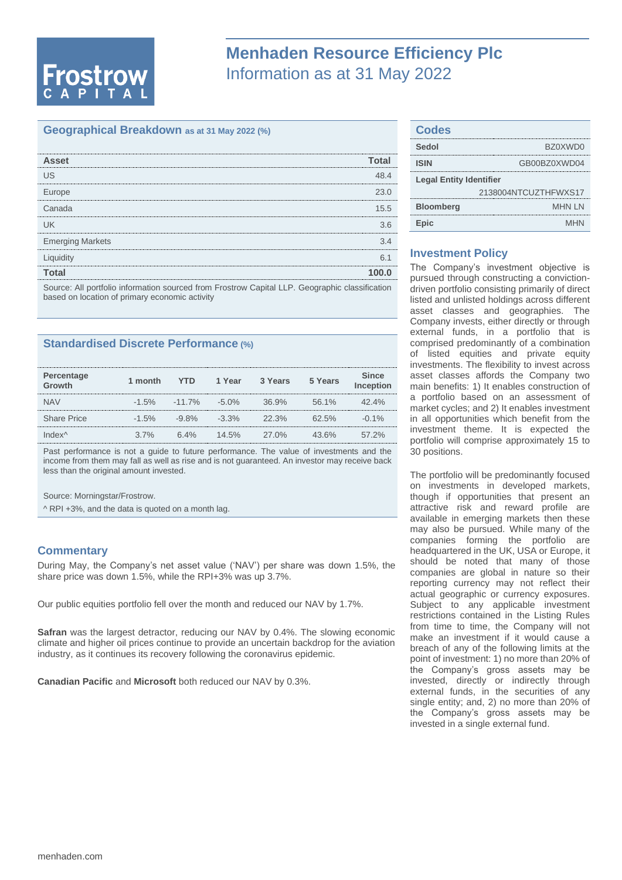# Menhaden Resource Efficiency Plc

## Information as at 31 May 2022

### Geographical Breakdown as at 31 May 2022 (%)

| Asset | Total |
|---|---|
| US | 48.4 |
| Europe | 23.0 |
| Canada | 15.5 |
| UK | 3.6 |
| Emerging Markets | 3.4 |
| Liquidity | 6.1 |
| **Total** | **100.0** |

Source: All portfolio information sourced from Frostrow Capital LLP. Geographic classification based on location of primary economic activity

### Standardised Discrete Performance (%)

| Percentage Growth | 1 month | YTD | 1 Year | 3 Years | 5 Years | Since Inception |
|---|---|---|---|---|---|---|
| NAV | -1.5% | -11.7% | -5.0% | 36.9% | 56.1% | 42.4% |
| Share Price | -1.5% | -9.8% | -3.3% | 22.3% | 62.5% | -0.1% |
| Index^ | 3.7% | 6.4% | 14.5% | 27.0% | 43.6% | 57.2% |

Past performance is not a guide to future performance. The value of investments and the income from them may fall as well as rise and is not guaranteed. An investor may receive back less than the original amount invested.

Source: Morningstar/Frostrow.

^ RPI +3%, and the data is quoted on a month lag.

### Commentary

During May, the Company's net asset value ('NAV') per share was down 1.5%, the share price was down 1.5%, while the RPI+3% was up 3.7%.

Our public equities portfolio fell over the month and reduced our NAV by 1.7%.

**Safran** was the largest detractor, reducing our NAV by 0.4%. The slowing economic climate and higher oil prices continue to provide an uncertain backdrop for the aviation industry, as it continues its recovery following the coronavirus epidemic.

**Canadian Pacific** and **Microsoft** both reduced our NAV by 0.3%.

### Codes

| | |
|---|---|
| **Sedol** | BZ0XWD0 |
| **ISIN** | GB00BZ0XWD04 |
| **Legal Entity Identifier** | 2138004NTCUZTHFWXS17 |
| **Bloomberg** | MHN LN |
| **Epic** | MHN |

### Investment Policy

The Company's investment objective is pursued through constructing a conviction-driven portfolio consisting primarily of direct listed and unlisted holdings across different asset classes and geographies. The Company invests, either directly or through external funds, in a portfolio that is comprised predominantly of a combination of listed equities and private equity investments. The flexibility to invest across asset classes affords the Company two main benefits: 1) It enables construction of a portfolio based on an assessment of market cycles; and 2) It enables investment in all opportunities which benefit from the investment theme. It is expected the portfolio will comprise approximately 15 to 30 positions.

The portfolio will be predominantly focused on investments in developed markets, though if opportunities that present an attractive risk and reward profile are available in emerging markets then these may also be pursued. While many of the companies forming the portfolio are headquartered in the UK, USA or Europe, it should be noted that many of those companies are global in nature so their reporting currency may not reflect their actual geographic or currency exposures. Subject to any applicable investment restrictions contained in the Listing Rules from time to time, the Company will not make an investment if it would cause a breach of any of the following limits at the point of investment: 1) no more than 20% of the Company's gross assets may be invested, directly or indirectly through external funds, in the securities of any single entity; and, 2) no more than 20% of the Company's gross assets may be invested in a single external fund.

menhaden.com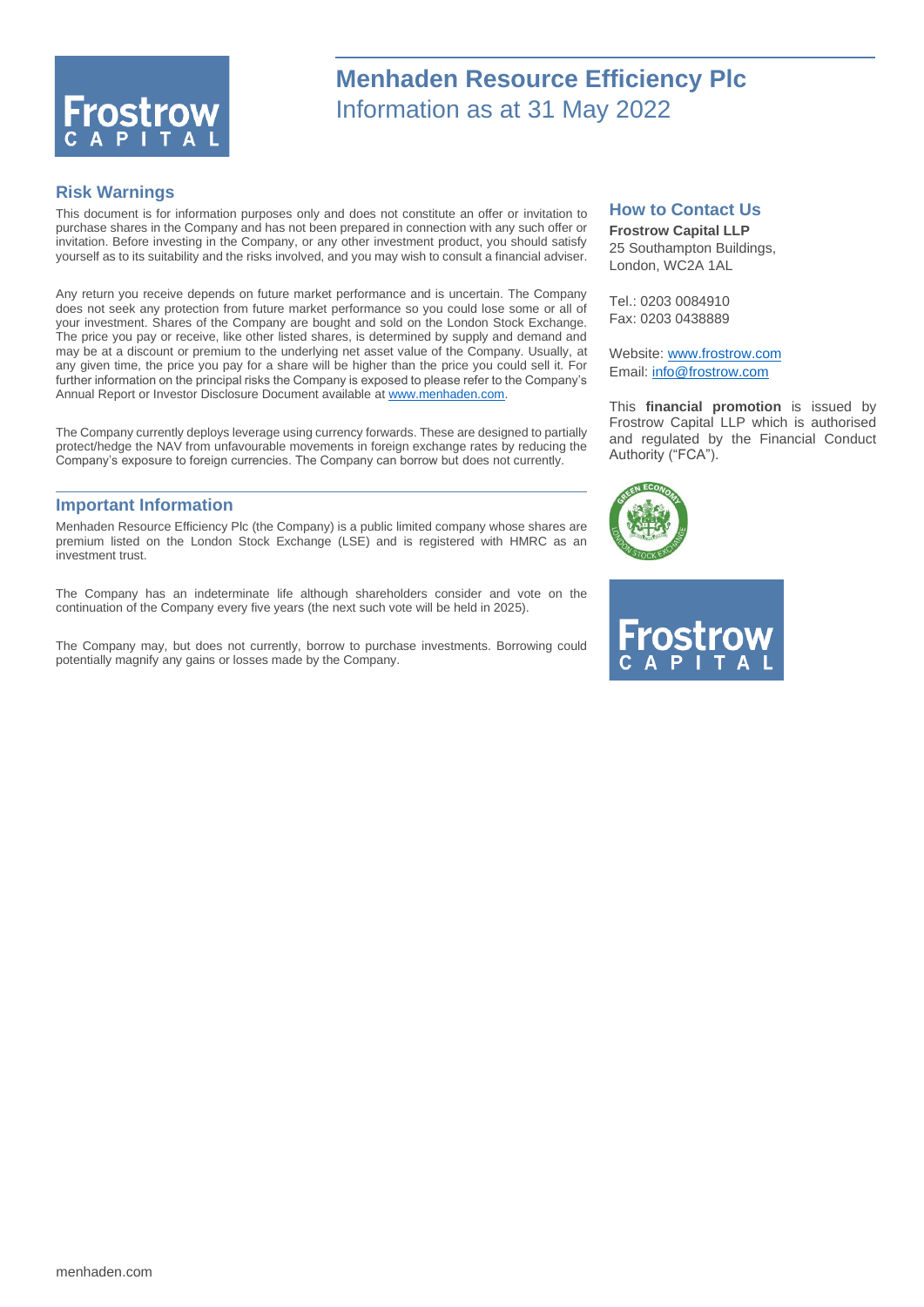# Menhaden Resource Efficiency Plc

Information as at 31 May 2022

## Risk Warnings

This document is for information purposes only and does not constitute an offer or invitation to purchase shares in the Company and has not been prepared in connection with any such offer or invitation. Before investing in the Company, or any other investment product, you should satisfy yourself as to its suitability and the risks involved, and you may wish to consult a financial adviser.

Any return you receive depends on future market performance and is uncertain. The Company does not seek any protection from future market performance so you could lose some or all of your investment. Shares of the Company are bought and sold on the London Stock Exchange. The price you pay or receive, like other listed shares, is determined by supply and demand and may be at a discount or premium to the underlying net asset value of the Company. Usually, at any given time, the price you pay for a share will be higher than the price you could sell it. For further information on the principal risks the Company is exposed to please refer to the Company's Annual Report or Investor Disclosure Document available at www.menhaden.com.

The Company currently deploys leverage using currency forwards. These are designed to partially protect/hedge the NAV from unfavourable movements in foreign exchange rates by reducing the Company's exposure to foreign currencies. The Company can borrow but does not currently.

## Important Information

Menhaden Resource Efficiency Plc (the Company) is a public limited company whose shares are premium listed on the London Stock Exchange (LSE) and is registered with HMRC as an investment trust.

The Company has an indeterminate life although shareholders consider and vote on the continuation of the Company every five years (the next such vote will be held in 2025).

The Company may, but does not currently, borrow to purchase investments. Borrowing could potentially magnify any gains or losses made by the Company.

## How to Contact Us

**Frostrow Capital LLP**
25 Southampton Buildings,
London, WC2A 1AL

Tel.: 0203 0084910
Fax: 0203 0438889

Website: www.frostrow.com
Email: info@frostrow.com

This **financial promotion** is issued by Frostrow Capital LLP which is authorised and regulated by the Financial Conduct Authority ("FCA").